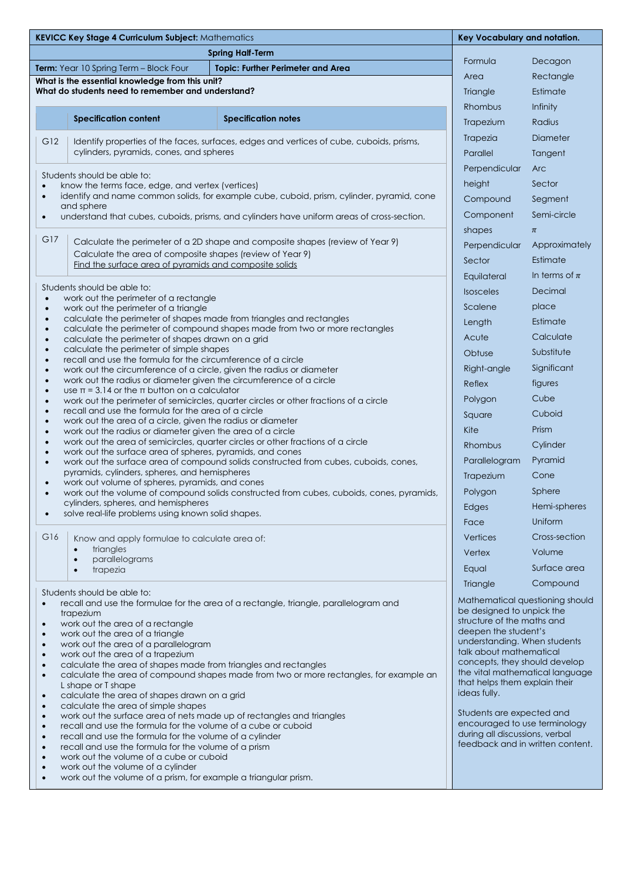**KEVICC Key Stage 4 Curriculum Subject:** Mathematics

**Spring Half-Term**

**Term:** Year 10 Spring Term – Block Four | **Topic: Further Perimeter and Area**

**What is the essential knowledge from this unit?**
**What do students need to remember and understand?**

| | Specification content | Specification notes |
|---|---|---|
| G12 | Identify properties of the faces, surfaces, edges and vertices of cube, cuboids, prisms, cylinders, pyramids, cones, and spheres | |

Students should be able to:

- know the terms face, edge, and vertex (vertices)
- identify and name common solids, for example cube, cuboid, prism, cylinder, pyramid, cone and sphere
- understand that cubes, cuboids, prisms, and cylinders have uniform areas of cross-section.

| | |
|---|---|
| G17 | Calculate the perimeter of a 2D shape and composite shapes (review of Year 9)<br>Calculate the area of composite shapes (review of Year 9)<br><u>Find the surface area of pyramids and composite solids</u> |

Students should be able to:

- work out the perimeter of a rectangle
- work out the perimeter of a triangle
- calculate the perimeter of shapes made from triangles and rectangles
- calculate the perimeter of compound shapes made from two or more rectangles
- calculate the perimeter of shapes drawn on a grid
- calculate the perimeter of simple shapes
- recall and use the formula for the circumference of a circle
- work out the circumference of a circle, given the radius or diameter
- work out the radius or diameter given the circumference of a circle
- use $\pi = 3.14$ or the $\pi$ button on a calculator
- work out the perimeter of semicircles, quarter circles or other fractions of a circle
- recall and use the formula for the area of a circle
- work out the area of a circle, given the radius or diameter
- work out the radius or diameter given the area of a circle
- work out the area of semicircles, quarter circles or other fractions of a circle
- work out the surface area of spheres, pyramids, and cones
- work out the surface area of compound solids constructed from cubes, cuboids, cones, pyramids, cylinders, spheres, and hemispheres
- work out volume of spheres, pyramids, and cones
- work out the volume of compound solids constructed from cubes, cuboids, cones, pyramids, cylinders, spheres, and hemispheres
- solve real-life problems using known solid shapes.

| | |
|---|---|
| G16 | Know and apply formulae to calculate area of:<br>• triangles<br>• parallelograms<br>• trapezia |

Students should be able to:

- recall and use the formulae for the area of a rectangle, triangle, parallelogram and trapezium
- work out the area of a rectangle
- work out the area of a triangle
- work out the area of a parallelogram
- work out the area of a trapezium
- calculate the area of shapes made from triangles and rectangles
- calculate the area of compound shapes made from two or more rectangles, for example an L shape or T shape
- calculate the area of shapes drawn on a grid
- calculate the area of simple shapes
- work out the surface area of nets made up of rectangles and triangles
- recall and use the formula for the volume of a cube or cuboid
- recall and use the formula for the volume of a cylinder
- recall and use the formula for the volume of a prism
- work out the volume of a cube or cuboid
- work out the volume of a cylinder
- work out the volume of a prism, for example a triangular prism.

**Key Vocabulary and notation.**

| | |
|---|---|
| Formula | Decagon |
| Area | Rectangle |
| Triangle | Estimate |
| Rhombus | Infinity |
| Trapezium | Radius |
| Trapezia | Diameter |
| Parallel | Tangent |
| Perpendicular | Arc |
| height | Sector |
| Compound | Segment |
| Component | Semi-circle |
| shapes | $\pi$ |
| Perpendicular | Approximately |
| Sector | Estimate |
| Equilateral | In terms of $\pi$ |
| Isosceles | Decimal |
| Scalene | place |
| Length | Estimate |
| Acute | Calculate |
| Obtuse | Substitute |
| Right-angle | Significant |
| Reflex | figures |
| Polygon | Cube |
| Square | Cuboid |
| Kite | Prism |
| Rhombus | Cylinder |
| Parallelogram | Pyramid |
| Trapezium | Cone |
| Polygon | Sphere |
| Edges | Hemi-spheres |
| Face | Uniform |
| Vertices | Cross-section |
| Vertex | Volume |
| Equal | Surface area |
| Triangle | Compound |

Mathematical questioning should be designed to unpick the structure of the maths and deepen the student's understanding. When students talk about mathematical concepts, they should develop the vital mathematical language that helps them explain their ideas fully.

Students are expected and encouraged to use terminology during all discussions, verbal feedback and in written content.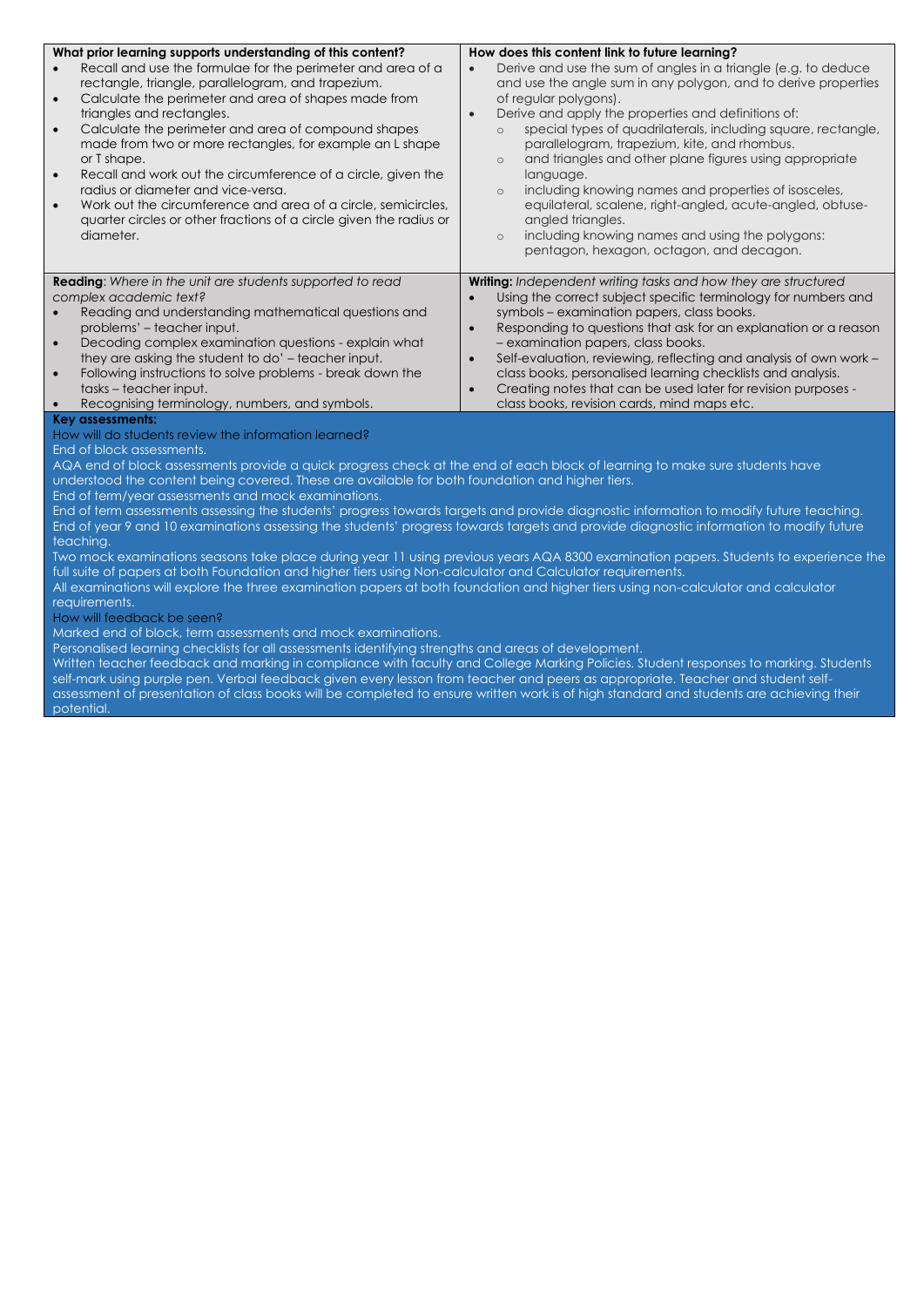| What prior learning supports understanding of this content? | How does this content link to future learning? |
|---|---|
| • Recall and use the formulae for the perimeter and area of a rectangle, triangle, parallelogram, and trapezium.<br>• Calculate the perimeter and area of shapes made from triangles and rectangles.<br>• Calculate the perimeter and area of compound shapes made from two or more rectangles, for example an L shape or T shape.<br>• Recall and work out the circumference of a circle, given the radius or diameter and vice-versa.<br>• Work out the circumference and area of a circle, semicircles, quarter circles or other fractions of a circle given the radius or diameter. | • Derive and use the sum of angles in a triangle (e.g. to deduce and use the angle sum in any polygon, and to derive properties of regular polygons).<br>• Derive and apply the properties and definitions of:<br>  ○ special types of quadrilaterals, including square, rectangle, parallelogram, trapezium, kite, and rhombus.<br>  ○ and triangles and other plane figures using appropriate language.<br>  ○ including knowing names and properties of isosceles, equilateral, scalene, right-angled, acute-angled, obtuse-angled triangles.<br>  ○ including knowing names and using the polygons: pentagon, hexagon, octagon, and decagon. |
| **Reading**: *Where in the unit are students supported to read complex academic text?*<br>• Reading and understanding mathematical questions and problems' – teacher input.<br>• Decoding complex examination questions - explain what they are asking the student to do' – teacher input.<br>• Following instructions to solve problems - break down the tasks – teacher input.<br>• Recognising terminology, numbers, and symbols. | **Writing:** *Independent writing tasks and how they are structured*<br>• Using the correct subject specific terminology for numbers and symbols – examination papers, class books.<br>• Responding to questions that ask for an explanation or a reason – examination papers, class books.<br>• Self-evaluation, reviewing, reflecting and analysis of own work – class books, personalised learning checklists and analysis.<br>• Creating notes that can be used later for revision purposes - class books, revision cards, mind maps etc. |

**Key assessments:**

How will do students review the information learned?

End of block assessments.

AQA end of block assessments provide a quick progress check at the end of each block of learning to make sure students have understood the content being covered. These are available for both foundation and higher tiers.

End of term/year assessments and mock examinations.

End of term assessments assessing the students' progress towards targets and provide diagnostic information to modify future teaching.

End of year 9 and 10 examinations assessing the students' progress towards targets and provide diagnostic information to modify future teaching.

Two mock examinations seasons take place during year 11 using previous years AQA 8300 examination papers. Students to experience the full suite of papers at both Foundation and higher tiers using Non-calculator and Calculator requirements.

All examinations will explore the three examination papers at both foundation and higher tiers using non-calculator and calculator requirements.

How will feedback be seen?

Marked end of block, term assessments and mock examinations.

Personalised learning checklists for all assessments identifying strengths and areas of development.

Written teacher feedback and marking in compliance with faculty and College Marking Policies. Student responses to marking. Students self-mark using purple pen. Verbal feedback given every lesson from teacher and peers as appropriate. Teacher and student self-assessment of presentation of class books will be completed to ensure written work is of high standard and students are achieving their potential.